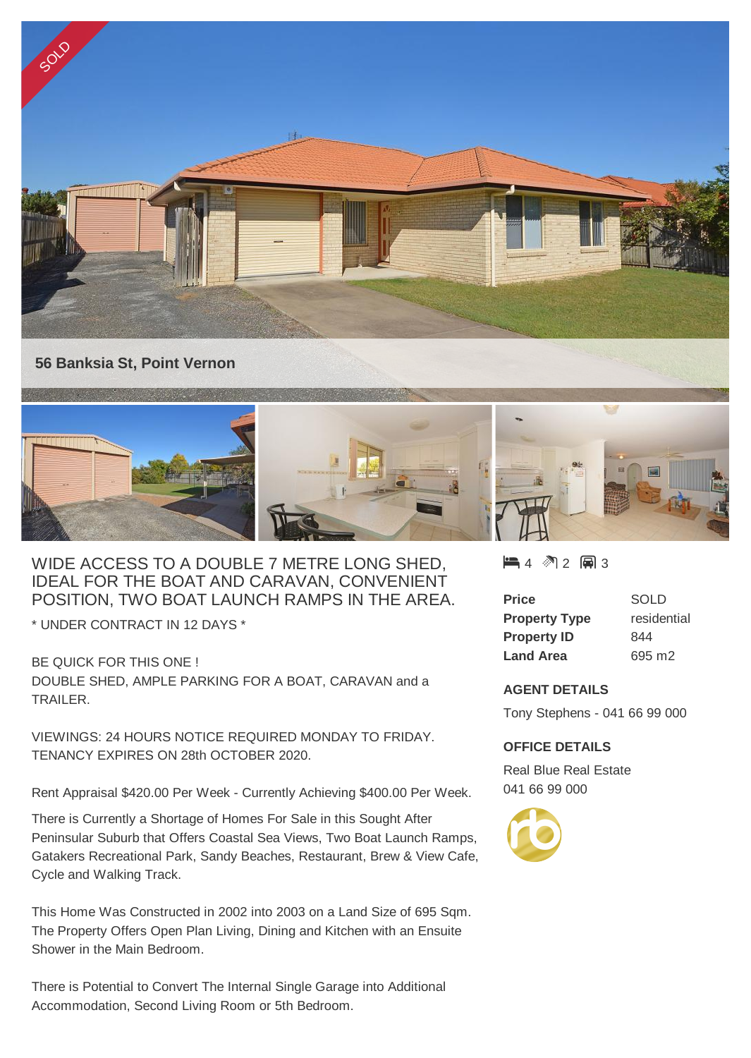SOLD

## 56 Banksia St, Point Vernon

WIDE ACCESS TO A DOUBLE 7 METRE LONG SHED, IDEAL FOR THE BOAT AND CARAVAN, CONVENIENT POSITION, TWO BOAT LAUNCH RAMPS IN THE AREA.

* UNDER CONTRACT IN 12 DAYS *

BE QUICK FOR THIS ONE !
DOUBLE SHED, AMPLE PARKING FOR A BOAT, CARAVAN and a TRAILER.

VIEWINGS: 24 HOURS NOTICE REQUIRED MONDAY TO FRIDAY.
TENANCY EXPIRES ON 28th OCTOBER 2020.

Rent Appraisal $420.00 Per Week - Currently Achieving $400.00 Per Week.

There is Currently a Shortage of Homes For Sale in this Sought After Peninsular Suburb that Offers Coastal Sea Views, Two Boat Launch Ramps, Gatakers Recreational Park, Sandy Beaches, Restaurant, Brew & View Cafe, Cycle and Walking Track.

This Home Was Constructed in 2002 into 2003 on a Land Size of 695 Sqm. The Property Offers Open Plan Living, Dining and Kitchen with an Ensuite Shower in the Main Bedroom.

There is Potential to Convert The Internal Single Garage into Additional Accommodation, Second Living Room or 5th Bedroom.

4 | 2 | 3

| | |
|---|---|
| **Price** | SOLD |
| **Property Type** | residential |
| **Property ID** | 844 |
| **Land Area** | 695 m2 |

**AGENT DETAILS**

Tony Stephens - 041 66 99 000

**OFFICE DETAILS**

Real Blue Real Estate
041 66 99 000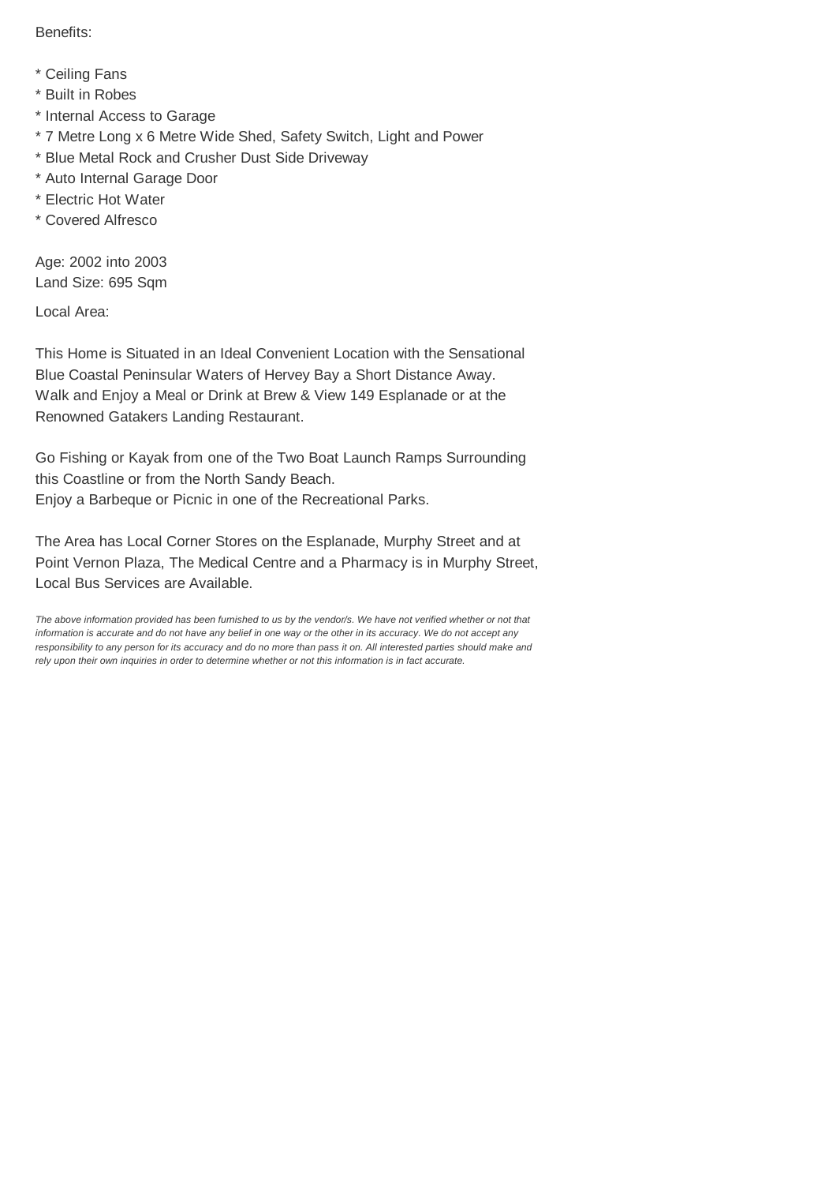Benefits:

* Ceiling Fans
* Built in Robes
* Internal Access to Garage
* 7 Metre Long x 6 Metre Wide Shed, Safety Switch, Light and Power
* Blue Metal Rock and Crusher Dust Side Driveway
* Auto Internal Garage Door
* Electric Hot Water
* Covered Alfresco

Age: 2002 into 2003
Land Size: 695 Sqm

Local Area:

This Home is Situated in an Ideal Convenient Location with the Sensational Blue Coastal Peninsular Waters of Hervey Bay a Short Distance Away.
Walk and Enjoy a Meal or Drink at Brew & View 149 Esplanade or at the Renowned Gatakers Landing Restaurant.

Go Fishing or Kayak from one of the Two Boat Launch Ramps Surrounding this Coastline or from the North Sandy Beach.
Enjoy a Barbeque or Picnic in one of the Recreational Parks.

The Area has Local Corner Stores on the Esplanade, Murphy Street and at Point Vernon Plaza, The Medical Centre and a Pharmacy is in Murphy Street, Local Bus Services are Available.

*The above information provided has been furnished to us by the vendor/s. We have not verified whether or not that information is accurate and do not have any belief in one way or the other in its accuracy. We do not accept any responsibility to any person for its accuracy and do no more than pass it on. All interested parties should make and rely upon their own inquiries in order to determine whether or not this information is in fact accurate.*